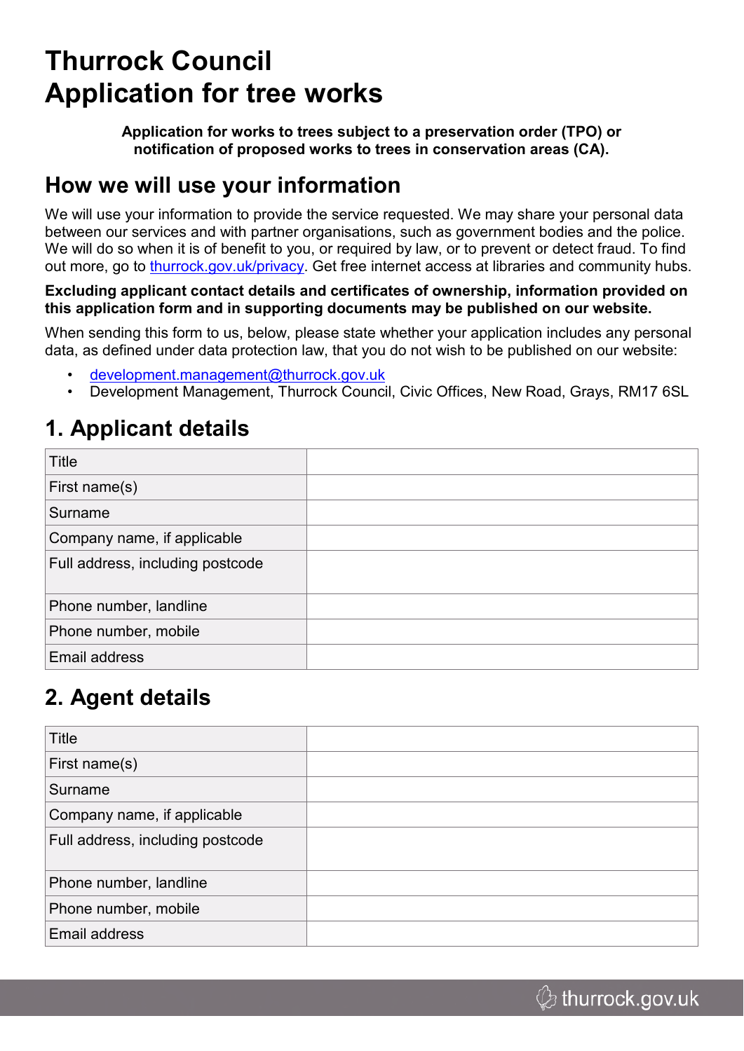# Thurrock Council
# Application for tree works

**Application for works to trees subject to a preservation order (TPO) or notification of proposed works to trees in conservation areas (CA).**

## How we will use your information

We will use your information to provide the service requested. We may share your personal data between our services and with partner organisations, such as government bodies and the police. We will do so when it is of benefit to you, or required by law, or to prevent or detect fraud. To find out more, go to [thurrock.gov.uk/privacy](thurrock.gov.uk/privacy). Get free internet access at libraries and community hubs.

**Excluding applicant contact details and certificates of ownership, information provided on this application form and in supporting documents may be published on our website.**

When sending this form to us, below, please state whether your application includes any personal data, as defined under data protection law, that you do not wish to be published on our website:

- development.management@thurrock.gov.uk
- Development Management, Thurrock Council, Civic Offices, New Road, Grays, RM17 6SL

## 1. Applicant details

| | |
|---|---|
| Title | |
| First name(s) | |
| Surname | |
| Company name, if applicable | |
| Full address, including postcode | |
| Phone number, landline | |
| Phone number, mobile | |
| Email address | |

## 2. Agent details

| | |
|---|---|
| Title | |
| First name(s) | |
| Surname | |
| Company name, if applicable | |
| Full address, including postcode | |
| Phone number, landline | |
| Phone number, mobile | |
| Email address | |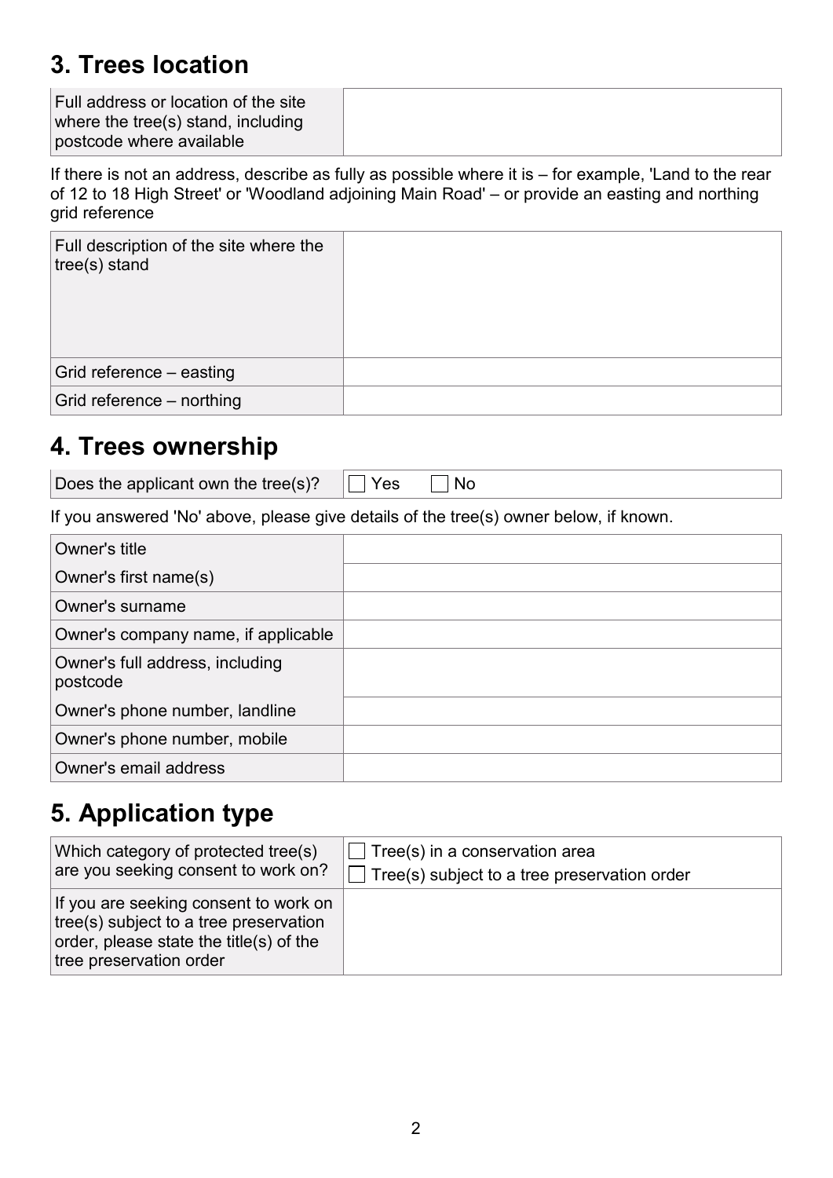## 3. Trees location

| | |
|---|---|
| Full address or location of the site where the tree(s) stand, including postcode where available | |

If there is not an address, describe as fully as possible where it is – for example, 'Land to the rear of 12 to 18 High Street' or 'Woodland adjoining Main Road' – or provide an easting and northing grid reference

| | |
|---|---|
| Full description of the site where the tree(s) stand | |
| Grid reference – easting | |
| Grid reference – northing | |

## 4. Trees ownership

| | |
|---|---|
| Does the applicant own the tree(s)? | ☐ Yes ☐ No |

If you answered 'No' above, please give details of the tree(s) owner below, if known.

| | |
|---|---|
| Owner's title | |
| Owner's first name(s) | |
| Owner's surname | |
| Owner's company name, if applicable | |
| Owner's full address, including postcode | |
| Owner's phone number, landline | |
| Owner's phone number, mobile | |
| Owner's email address | |

## 5. Application type

| | |
|---|---|
| Which category of protected tree(s) are you seeking consent to work on? | ☐ Tree(s) in a conservation area<br>☐ Tree(s) subject to a tree preservation order |
| If you are seeking consent to work on tree(s) subject to a tree preservation order, please state the title(s) of the tree preservation order | |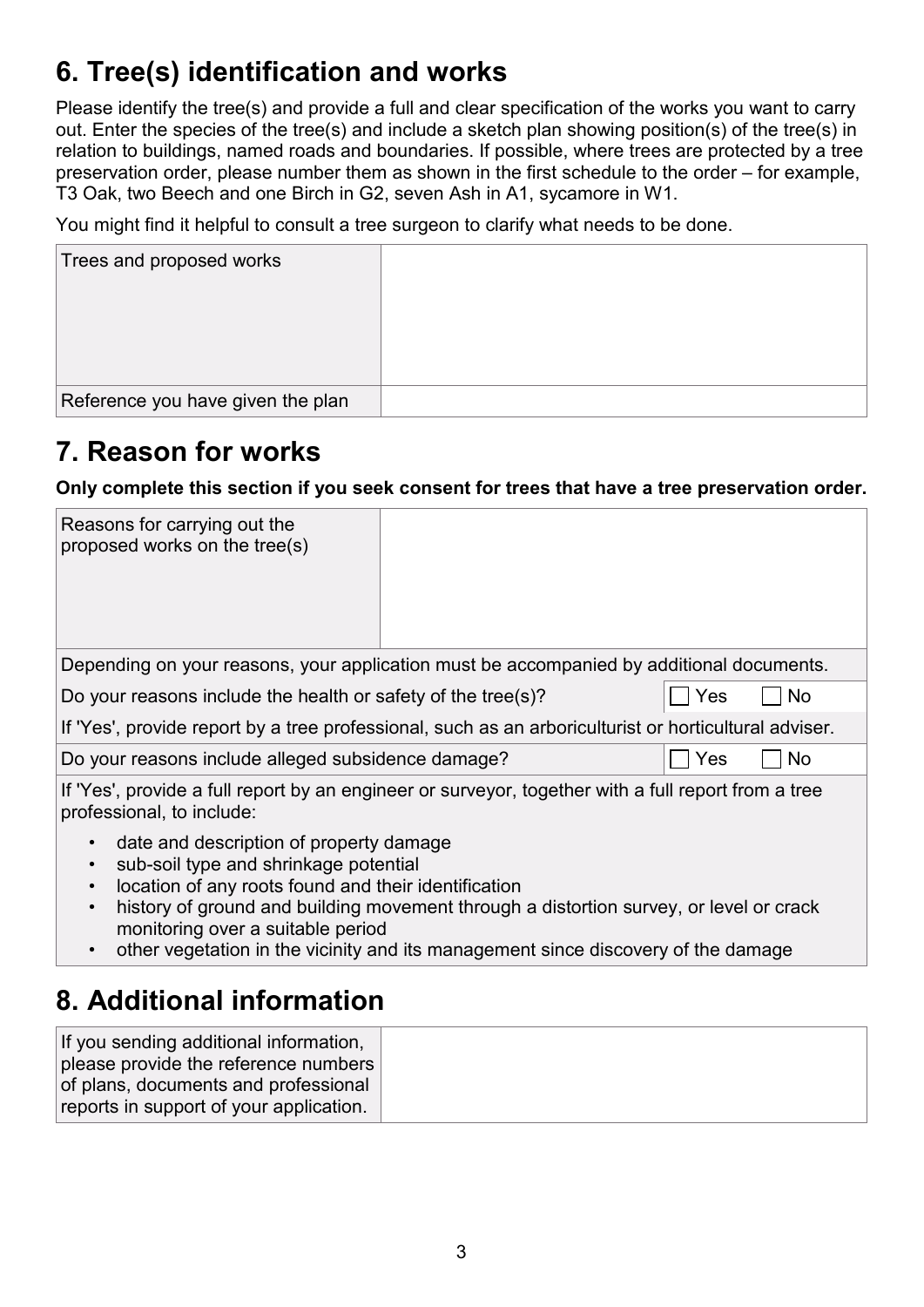## 6. Tree(s) identification and works

Please identify the tree(s) and provide a full and clear specification of the works you want to carry out. Enter the species of the tree(s) and include a sketch plan showing position(s) of the tree(s) in relation to buildings, named roads and boundaries. If possible, where trees are protected by a tree preservation order, please number them as shown in the first schedule to the order – for example, T3 Oak, two Beech and one Birch in G2, seven Ash in A1, sycamore in W1.

You might find it helpful to consult a tree surgeon to clarify what needs to be done.

| Trees and proposed works | |
|---|---|
| Reference you have given the plan | |

## 7. Reason for works

**Only complete this section if you seek consent for trees that have a tree preservation order.**

| Reasons for carrying out the proposed works on the tree(s) | |
|---|---|

Depending on your reasons, your application must be accompanied by additional documents.

| | |
|---|---|
| Do your reasons include the health or safety of the tree(s)? | ☐ Yes ☐ No |

If 'Yes', provide report by a tree professional, such as an arboriculturist or horticultural adviser.

| | |
|---|---|
| Do your reasons include alleged subsidence damage? | ☐ Yes ☐ No |

If 'Yes', provide a full report by an engineer or surveyor, together with a full report from a tree professional, to include:

- date and description of property damage
- sub-soil type and shrinkage potential
- location of any roots found and their identification
- history of ground and building movement through a distortion survey, or level or crack monitoring over a suitable period
- other vegetation in the vicinity and its management since discovery of the damage

## 8. Additional information

| If you sending additional information, please provide the reference numbers of plans, documents and professional reports in support of your application. | |
|---|---|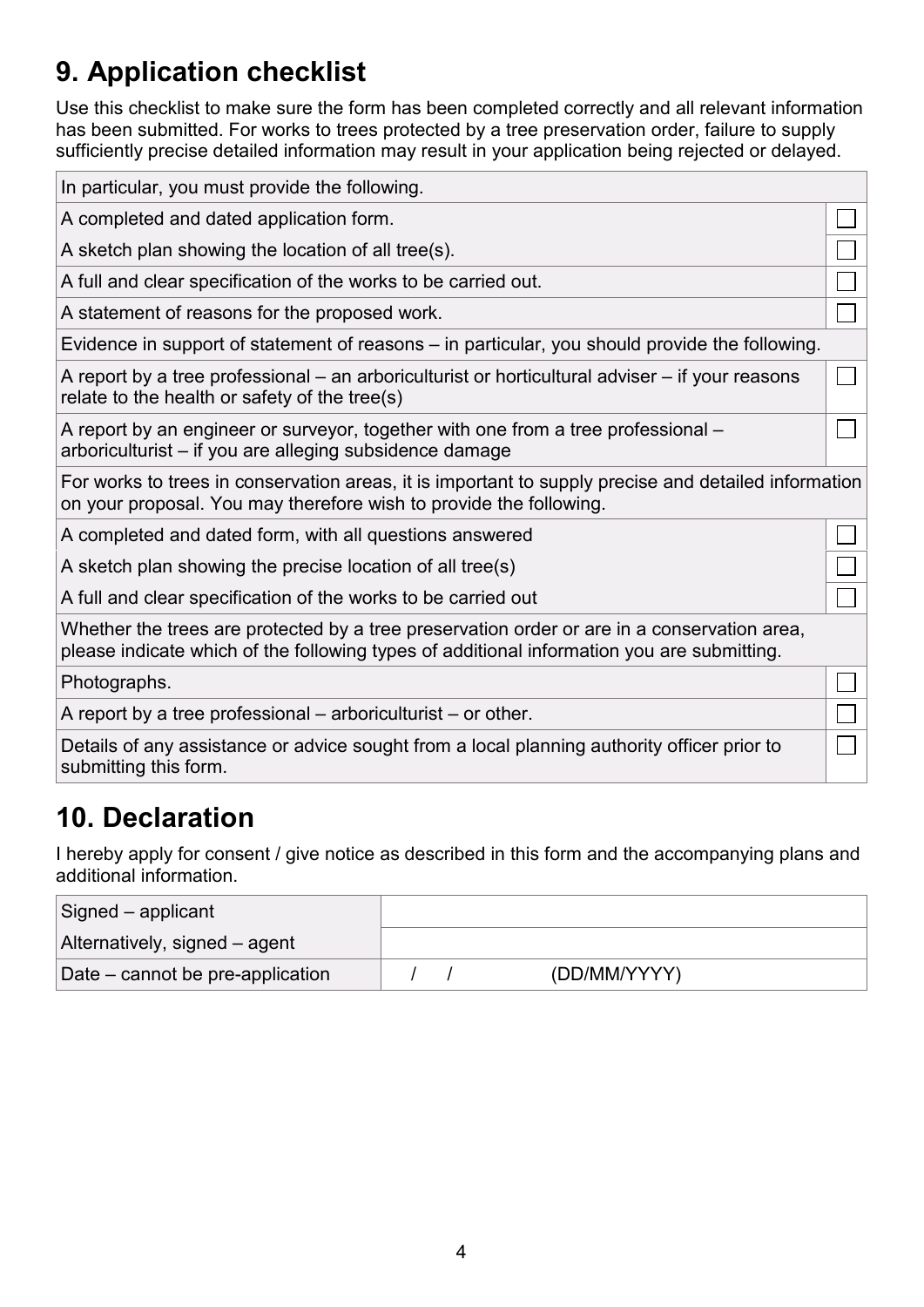## 9. Application checklist

Use this checklist to make sure the form has been completed correctly and all relevant information has been submitted. For works to trees protected by a tree preservation order, failure to supply sufficiently precise detailed information may result in your application being rejected or delayed.

| | |
|---|---|
| In particular, you must provide the following. | |
| A completed and dated application form. | ☐ |
| A sketch plan showing the location of all tree(s). | ☐ |
| A full and clear specification of the works to be carried out. | ☐ |
| A statement of reasons for the proposed work. | ☐ |
| Evidence in support of statement of reasons – in particular, you should provide the following. | |
| A report by a tree professional – an arboriculturist or horticultural adviser – if your reasons relate to the health or safety of the tree(s) | ☐ |
| A report by an engineer or surveyor, together with one from a tree professional – arboriculturist – if you are alleging subsidence damage | ☐ |
| For works to trees in conservation areas, it is important to supply precise and detailed information on your proposal. You may therefore wish to provide the following. | |
| A completed and dated form, with all questions answered | ☐ |
| A sketch plan showing the precise location of all tree(s) | ☐ |
| A full and clear specification of the works to be carried out | ☐ |
| Whether the trees are protected by a tree preservation order or are in a conservation area, please indicate which of the following types of additional information you are submitting. | |
| Photographs. | ☐ |
| A report by a tree professional – arboriculturist – or other. | ☐ |
| Details of any assistance or advice sought from a local planning authority officer prior to submitting this form. | ☐ |

## 10. Declaration

I hereby apply for consent / give notice as described in this form and the accompanying plans and additional information.

| | |
|---|---|
| Signed – applicant | |
| Alternatively, signed – agent | |
| Date – cannot be pre-application | / / (DD/MM/YYYY) |